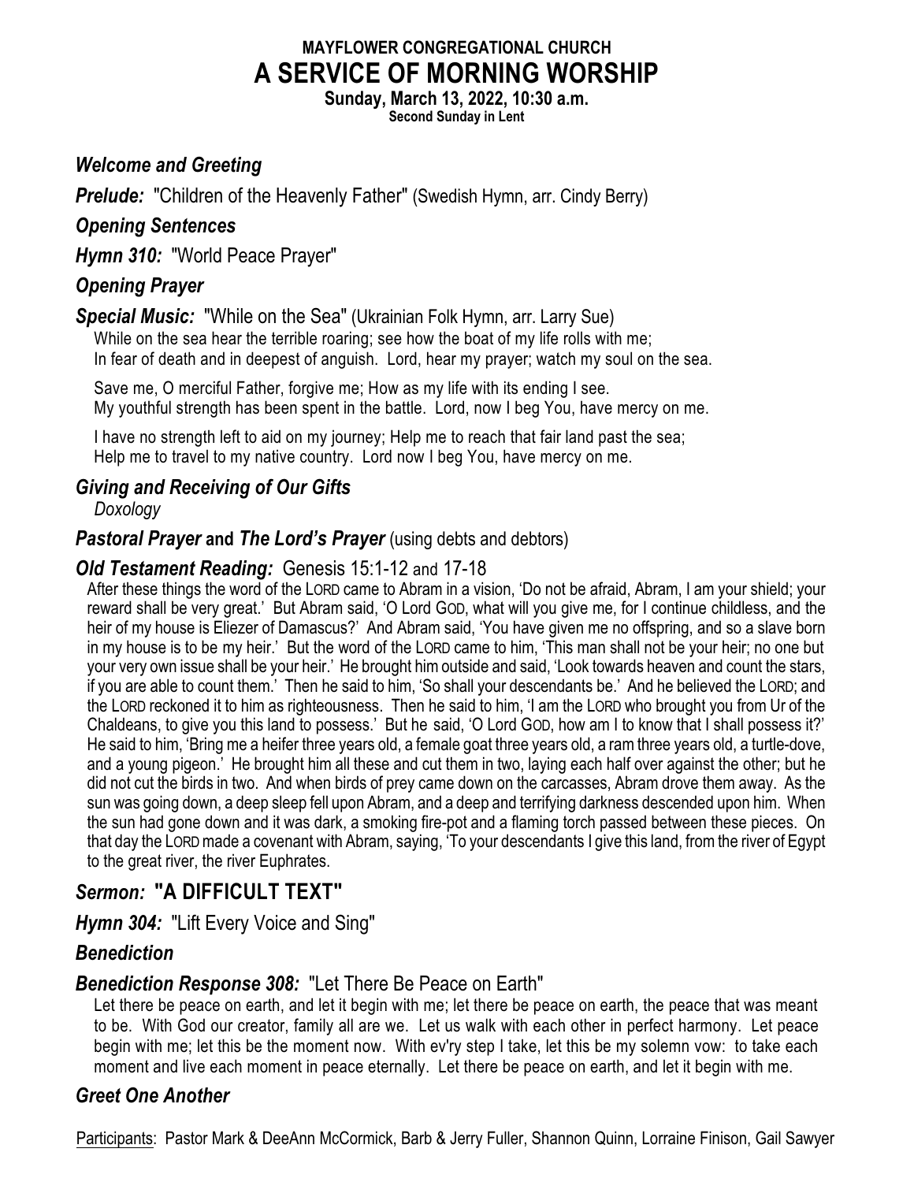# MAYFLOWER CONGREGATIONAL CHURCH

# A SERVICE OF MORNING WORSHIP

**Sunday, March 13, 2022, 10:30 a.m.**

**Second Sunday in Lent**

***Welcome and Greeting***

***Prelude:*** "Children of the Heavenly Father" (Swedish Hymn, arr. Cindy Berry)

***Opening Sentences***

***Hymn 310:*** "World Peace Prayer"

***Opening Prayer***

***Special Music:*** "While on the Sea" (Ukrainian Folk Hymn, arr. Larry Sue)

While on the sea hear the terrible roaring; see how the boat of my life rolls with me;
In fear of death and in deepest of anguish. Lord, hear my prayer; watch my soul on the sea.

Save me, O merciful Father, forgive me; How as my life with its ending I see.
My youthful strength has been spent in the battle. Lord, now I beg You, have mercy on me.

I have no strength left to aid on my journey; Help me to reach that fair land past the sea;
Help me to travel to my native country. Lord now I beg You, have mercy on me.

***Giving and Receiving of Our Gifts***

*Doxology*

***Pastoral Prayer*** **and** ***The Lord's Prayer*** (using debts and debtors)

***Old Testament Reading:*** Genesis 15:1-12 and 17-18

After these things the word of the LORD came to Abram in a vision, 'Do not be afraid, Abram, I am your shield; your reward shall be very great.' But Abram said, 'O Lord GOD, what will you give me, for I continue childless, and the heir of my house is Eliezer of Damascus?' And Abram said, 'You have given me no offspring, and so a slave born in my house is to be my heir.' But the word of the LORD came to him, 'This man shall not be your heir; no one but your very own issue shall be your heir.' He brought him outside and said, 'Look towards heaven and count the stars, if you are able to count them.' Then he said to him, 'So shall your descendants be.' And he believed the LORD; and the LORD reckoned it to him as righteousness. Then he said to him, 'I am the LORD who brought you from Ur of the Chaldeans, to give you this land to possess.' But he said, 'O Lord GOD, how am I to know that I shall possess it?' He said to him, 'Bring me a heifer three years old, a female goat three years old, a ram three years old, a turtle-dove, and a young pigeon.' He brought him all these and cut them in two, laying each half over against the other; but he did not cut the birds in two. And when birds of prey came down on the carcasses, Abram drove them away. As the sun was going down, a deep sleep fell upon Abram, and a deep and terrifying darkness descended upon him. When the sun had gone down and it was dark, a smoking fire-pot and a flaming torch passed between these pieces. On that day the LORD made a covenant with Abram, saying, 'To your descendants I give this land, from the river of Egypt to the great river, the river Euphrates.

***Sermon:*** **"A DIFFICULT TEXT"**

***Hymn 304:*** "Lift Every Voice and Sing"

***Benediction***

***Benediction Response 308:*** "Let There Be Peace on Earth"

Let there be peace on earth, and let it begin with me; let there be peace on earth, the peace that was meant to be. With God our creator, family all are we. Let us walk with each other in perfect harmony. Let peace begin with me; let this be the moment now. With ev'ry step I take, let this be my solemn vow: to take each moment and live each moment in peace eternally. Let there be peace on earth, and let it begin with me.

***Greet One Another***

Participants: Pastor Mark & DeeAnn McCormick, Barb & Jerry Fuller, Shannon Quinn, Lorraine Finison, Gail Sawyer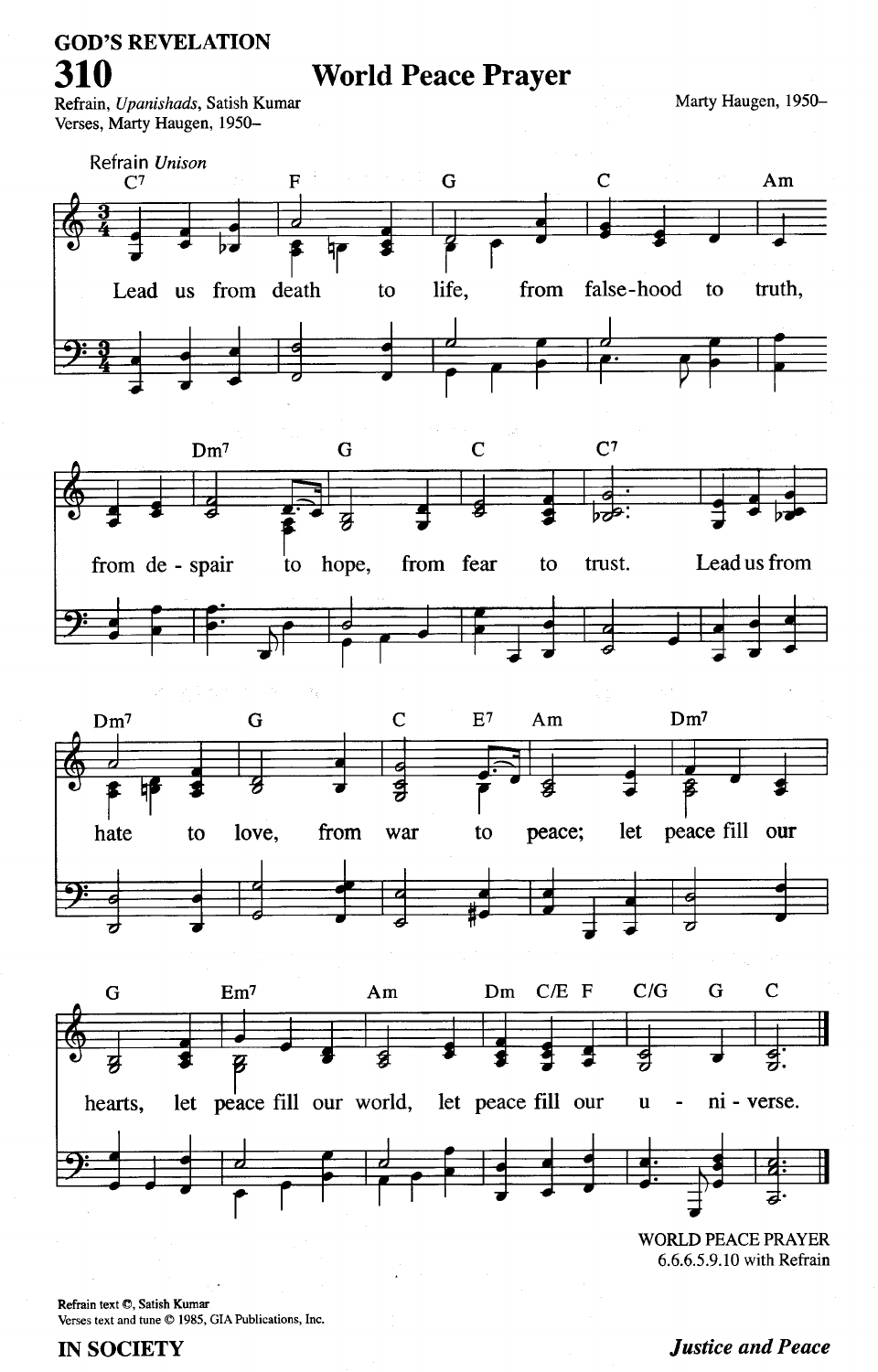GOD'S REVELATION

# 310 World Peace Prayer

Refrain, *Upanishads*, Satish Kumar
Verses, Marty Haugen, 1950–

Marty Haugen, 1950–

Refrain *Unison*

Lead us from death to life, from false-hood to truth, from de - spair to hope, from fear to trust. Lead us from hate to love, from war to peace; let peace fill our hearts, let peace fill our world, let peace fill our u - ni - verse.

WORLD PEACE PRAYER
6.6.6.5.9.10 with Refrain

Refrain text ©, Satish Kumar
Verses text and tune © 1985, GIA Publications, Inc.

IN SOCIETY

*Justice and Peace*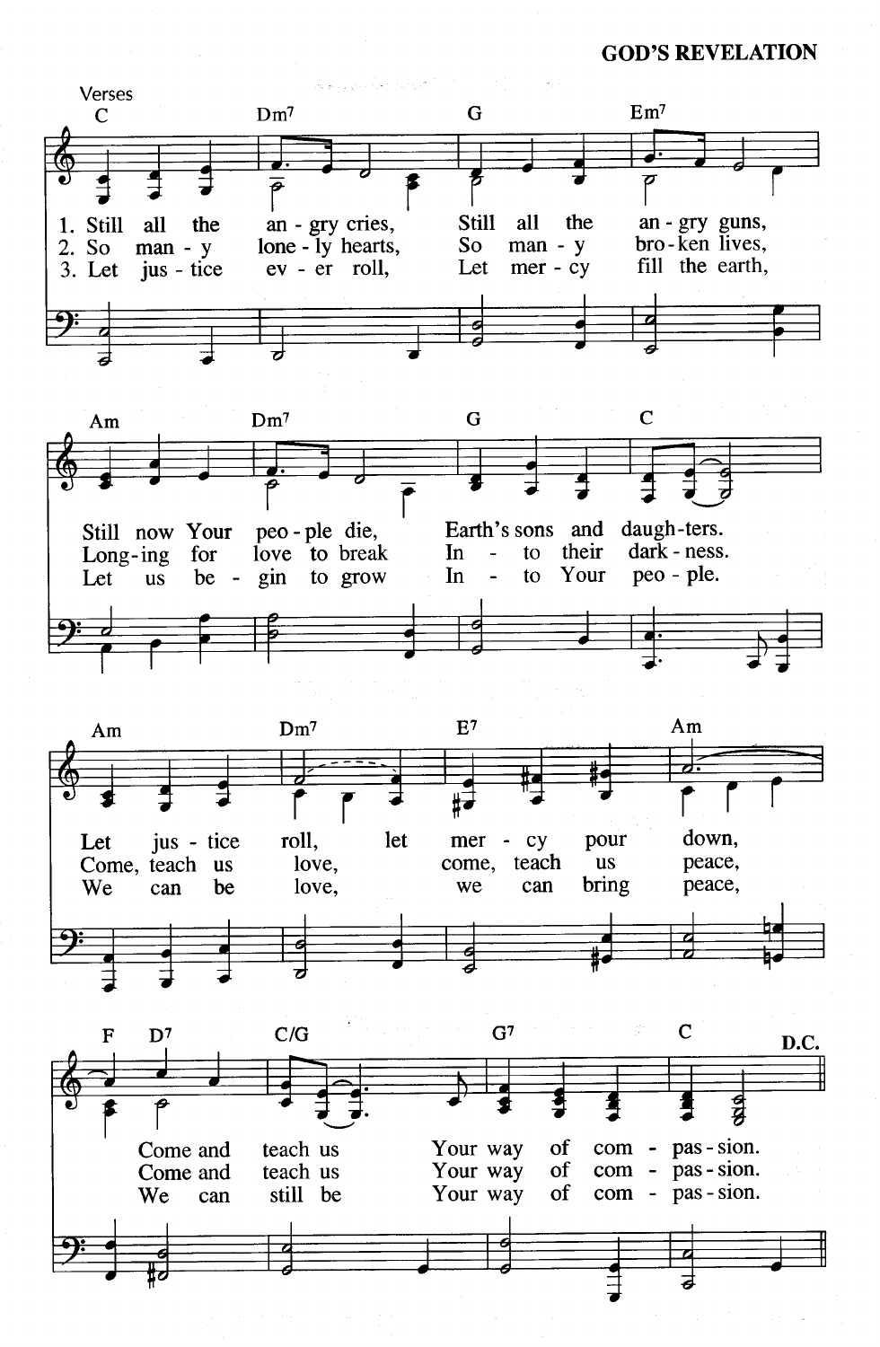Verses

| | | | |
|---|---|---|---|
| C | Dm7 | G | Em7 |
| 1. Still all the | an - gry cries, | Still all the | an - gry guns, |
| 2. So man - y | lone - ly hearts, | So man - y | bro - ken lives, |
| 3. Let jus - tice | ev - er roll, | Let mer - cy | fill the earth, |

| | | | |
|---|---|---|---|
| Am | Dm7 | G | C |
| Still now Your | peo - ple die, | Earth's sons and | daugh - ters. |
| Long - ing for | love to break | In - to their | dark - ness. |
| Let us be - | gin to grow | In - to Your | peo - ple. |

| | | | |
|---|---|---|---|
| Am | Dm7 | E7 | Am |
| Let jus - tice | roll, let | mer - cy pour | down, |
| Come, teach us | love, | come, teach us | peace, |
| We can be | love, | we can bring | peace, |

| | | | |
|---|---|---|---|
| F D7 | C/G | G7 | C |
| Come and | teach us | Your way of com - | pas - sion. |
| Come and | teach us | Your way of com - | pas - sion. |
| We can | still be | Your way of com - | pas - sion. |

D.C.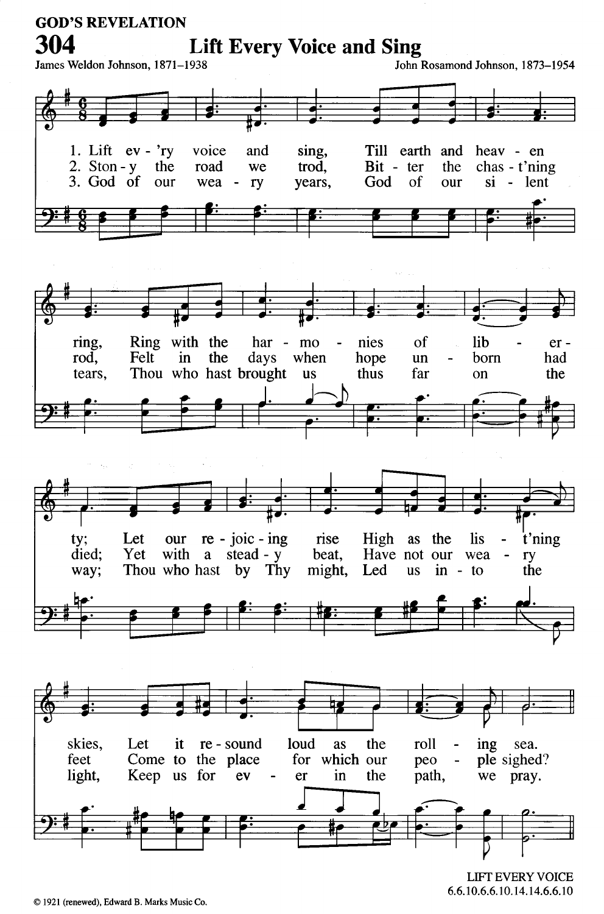GOD'S REVELATION

# 304 Lift Every Voice and Sing

James Weldon Johnson, 1871–1938

John Rosamond Johnson, 1873–1954

1. Lift ev - 'ry voice and sing, Till earth and heav - en ring, Ring with the har - mo - nies of lib - er - ty; Let our re - joic - ing rise High as the lis - t'ning skies, Let it re - sound loud as the roll - ing sea.

2. Ston - y the road we trod, Bit - ter the chas - t'ning rod, Felt in the days when hope un - born had died; Yet with a stead - y beat, Have not our wea - ry feet Come to the place for which our peo - ple sighed?

3. God of our wea - ry years, God of our si - lent tears, Thou who hast brought us thus far on the way; Thou who hast by Thy might, Led us in - to the light, Keep us for ev - er in the path, we pray.

LIFT EVERY VOICE
6.6.10.6.6.10.14.14.6.6.10

© 1921 (renewed), Edward B. Marks Music Co.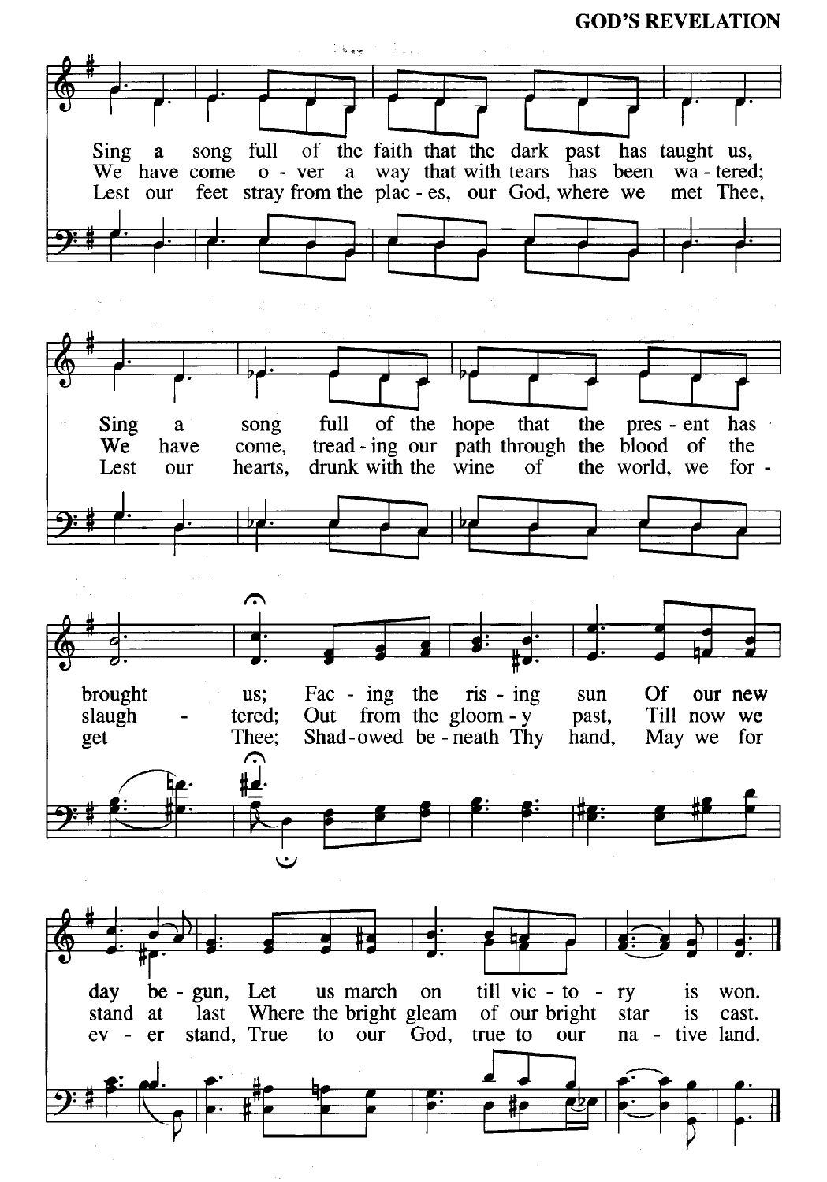Sing a song full of the faith that the dark past has taught us,
We have come o - ver a way that with tears has been wa - tered;
Lest our feet stray from the plac - es, our God, where we met Thee,

Sing a song full of the hope that the pres - ent has brought us;
We have come, tread - ing our path through the blood of the slaugh - tered;
Lest our hearts, drunk with the wine of the world, we for - get Thee;

Fac - ing the ris - ing sun Of our new day be - gun, Let us march on till vic - to - ry is won.
Out from the gloom - y past, Till now we stand at last Where the bright gleam of our bright star is cast.
Shad - owed be - neath Thy hand, May we for ev - er stand, True to our God, true to our na - tive land.